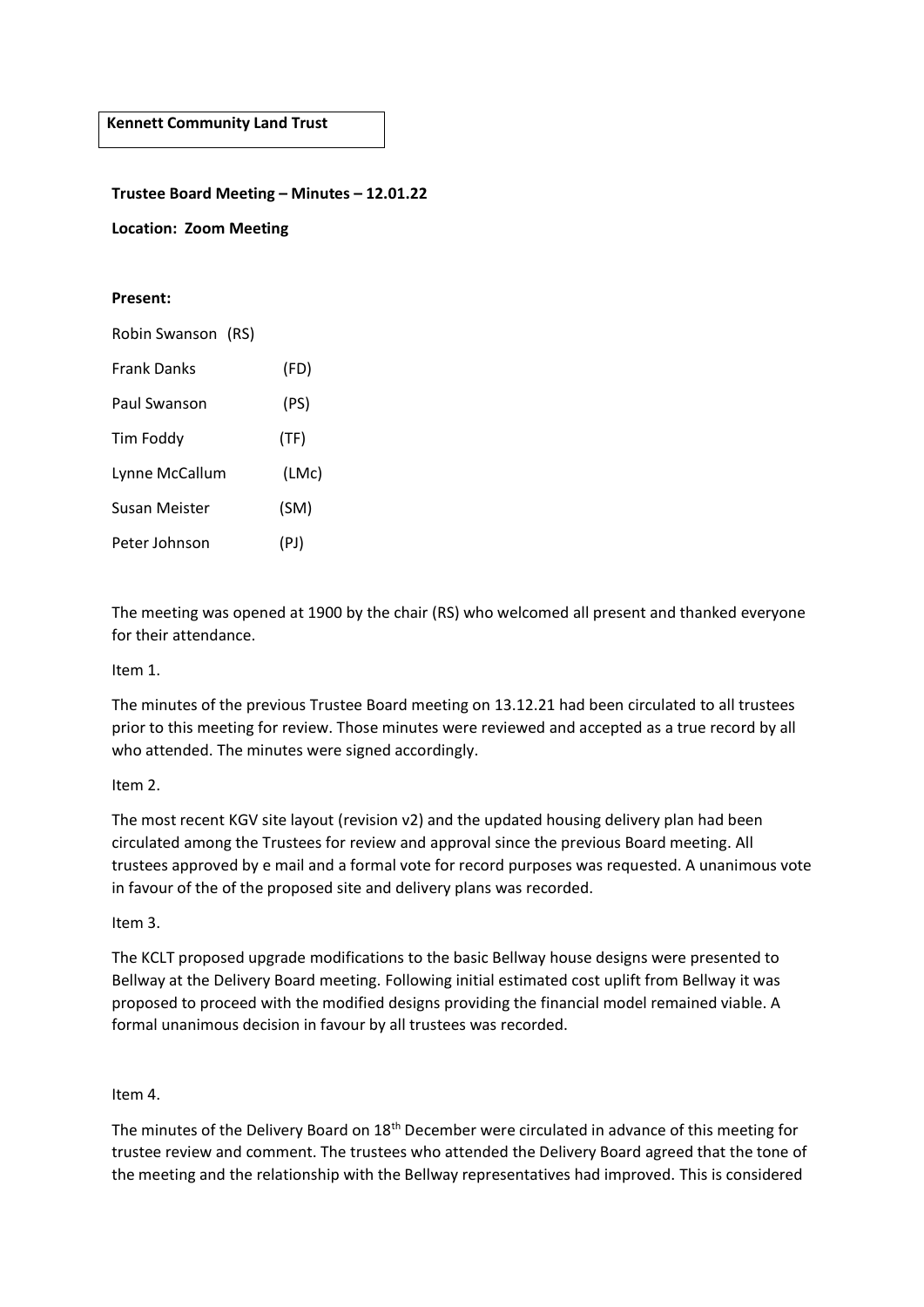**Kennett Community Land Trust**

**Trustee Board Meeting – Minutes – 12.01.22**

**Location: Zoom Meeting**

**Present:**

Robin Swanson (RS)

Frank Danks (FD)

Paul Swanson (PS)

Tim Foddy (TF)

Lynne McCallum (LMc)

Susan Meister (SM)

Peter Johnson (PJ)

The meeting was opened at 1900 by the chair (RS) who welcomed all present and thanked everyone for their attendance.

Item 1.

The minutes of the previous Trustee Board meeting on 13.12.21 had been circulated to all trustees prior to this meeting for review. Those minutes were reviewed and accepted as a true record by all who attended. The minutes were signed accordingly.

Item 2.

The most recent KGV site layout (revision v2) and the updated housing delivery plan had been circulated among the Trustees for review and approval since the previous Board meeting. All trustees approved by e mail and a formal vote for record purposes was requested. A unanimous vote in favour of the of the proposed site and delivery plans was recorded.

Item 3.

The KCLT proposed upgrade modifications to the basic Bellway house designs were presented to Bellway at the Delivery Board meeting. Following initial estimated cost uplift from Bellway it was proposed to proceed with the modified designs providing the financial model remained viable. A formal unanimous decision in favour by all trustees was recorded.

Item 4.

The minutes of the Delivery Board on 18th December were circulated in advance of this meeting for trustee review and comment. The trustees who attended the Delivery Board agreed that the tone of the meeting and the relationship with the Bellway representatives had improved. This is considered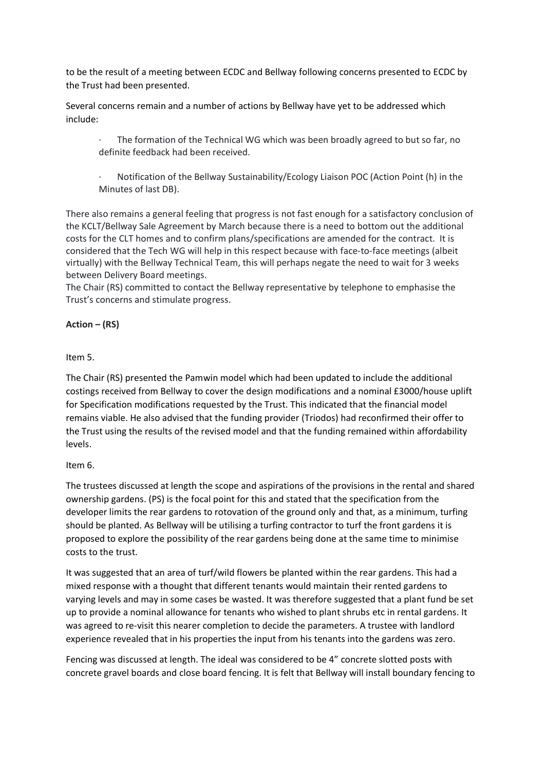to be the result of a meeting between ECDC and Bellway following concerns presented to ECDC by the Trust had been presented.

Several concerns remain and a number of actions by Bellway have yet to be addressed which include:

- The formation of the Technical WG which was been broadly agreed to but so far, no definite feedback had been received.
- Notification of the Bellway Sustainability/Ecology Liaison POC (Action Point (h) in the Minutes of last DB).

There also remains a general feeling that progress is not fast enough for a satisfactory conclusion of the KCLT/Bellway Sale Agreement by March because there is a need to bottom out the additional costs for the CLT homes and to confirm plans/specifications are amended for the contract. It is considered that the Tech WG will help in this respect because with face-to-face meetings (albeit virtually) with the Bellway Technical Team, this will perhaps negate the need to wait for 3 weeks between Delivery Board meetings.
The Chair (RS) committed to contact the Bellway representative by telephone to emphasise the Trust's concerns and stimulate progress.

**Action – (RS)**

Item 5.

The Chair (RS) presented the Pamwin model which had been updated to include the additional costings received from Bellway to cover the design modifications and a nominal £3000/house uplift for Specification modifications requested by the Trust. This indicated that the financial model remains viable. He also advised that the funding provider (Triodos) had reconfirmed their offer to the Trust using the results of the revised model and that the funding remained within affordability levels.

Item 6.

The trustees discussed at length the scope and aspirations of the provisions in the rental and shared ownership gardens. (PS) is the focal point for this and stated that the specification from the developer limits the rear gardens to rotovation of the ground only and that, as a minimum, turfing should be planted. As Bellway will be utilising a turfing contractor to turf the front gardens it is proposed to explore the possibility of the rear gardens being done at the same time to minimise costs to the trust.

It was suggested that an area of turf/wild flowers be planted within the rear gardens. This had a mixed response with a thought that different tenants would maintain their rented gardens to varying levels and may in some cases be wasted. It was therefore suggested that a plant fund be set up to provide a nominal allowance for tenants who wished to plant shrubs etc in rental gardens. It was agreed to re-visit this nearer completion to decide the parameters. A trustee with landlord experience revealed that in his properties the input from his tenants into the gardens was zero.

Fencing was discussed at length. The ideal was considered to be 4" concrete slotted posts with concrete gravel boards and close board fencing. It is felt that Bellway will install boundary fencing to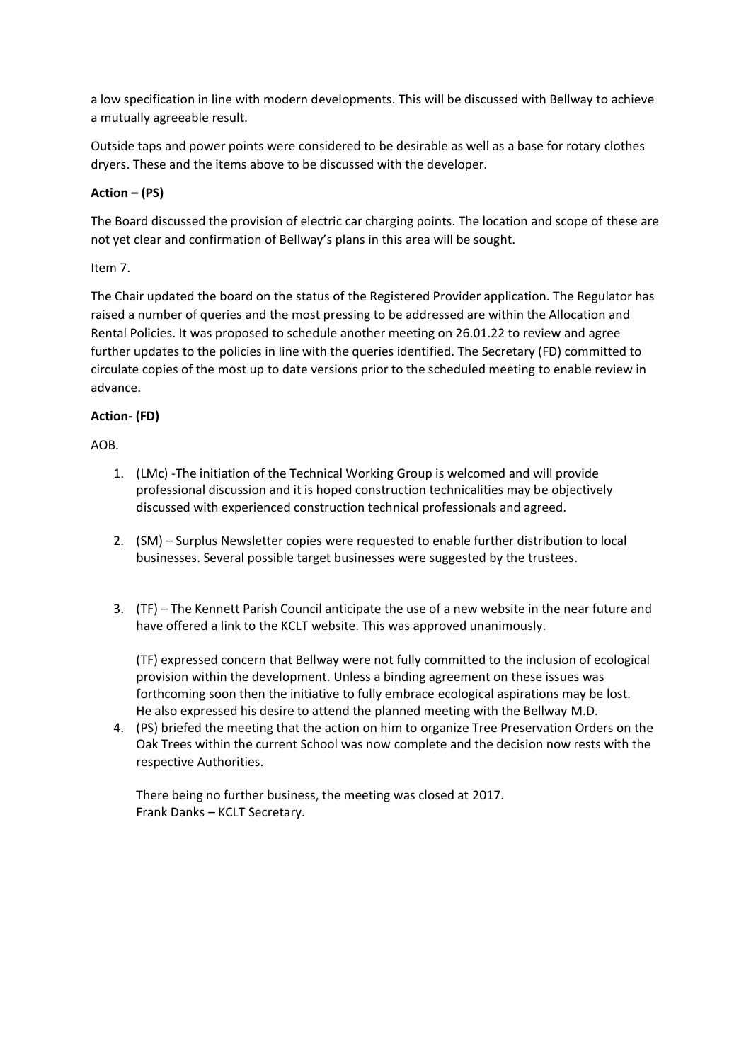a low specification in line with modern developments. This will be discussed with Bellway to achieve a mutually agreeable result.

Outside taps and power points were considered to be desirable as well as a base for rotary clothes dryers. These and the items above to be discussed with the developer.

**Action – (PS)**

The Board discussed the provision of electric car charging points. The location and scope of these are not yet clear and confirmation of Bellway's plans in this area will be sought.

Item 7.

The Chair updated the board on the status of the Registered Provider application. The Regulator has raised a number of queries and the most pressing to be addressed are within the Allocation and Rental Policies. It was proposed to schedule another meeting on 26.01.22 to review and agree further updates to the policies in line with the queries identified. The Secretary (FD) committed to circulate copies of the most up to date versions prior to the scheduled meeting to enable review in advance.

**Action- (FD)**

AOB.

1. (LMc) -The initiation of the Technical Working Group is welcomed and will provide professional discussion and it is hoped construction technicalities may be objectively discussed with experienced construction technical professionals and agreed.

2. (SM) – Surplus Newsletter copies were requested to enable further distribution to local businesses. Several possible target businesses were suggested by the trustees.

3. (TF) – The Kennett Parish Council anticipate the use of a new website in the near future and have offered a link to the KCLT website. This was approved unanimously.

   (TF) expressed concern that Bellway were not fully committed to the inclusion of ecological provision within the development. Unless a binding agreement on these issues was forthcoming soon then the initiative to fully embrace ecological aspirations may be lost. He also expressed his desire to attend the planned meeting with the Bellway M.D.

4. (PS) briefed the meeting that the action on him to organize Tree Preservation Orders on the Oak Trees within the current School was now complete and the decision now rests with the respective Authorities.

   There being no further business, the meeting was closed at 2017.
   Frank Danks – KCLT Secretary.